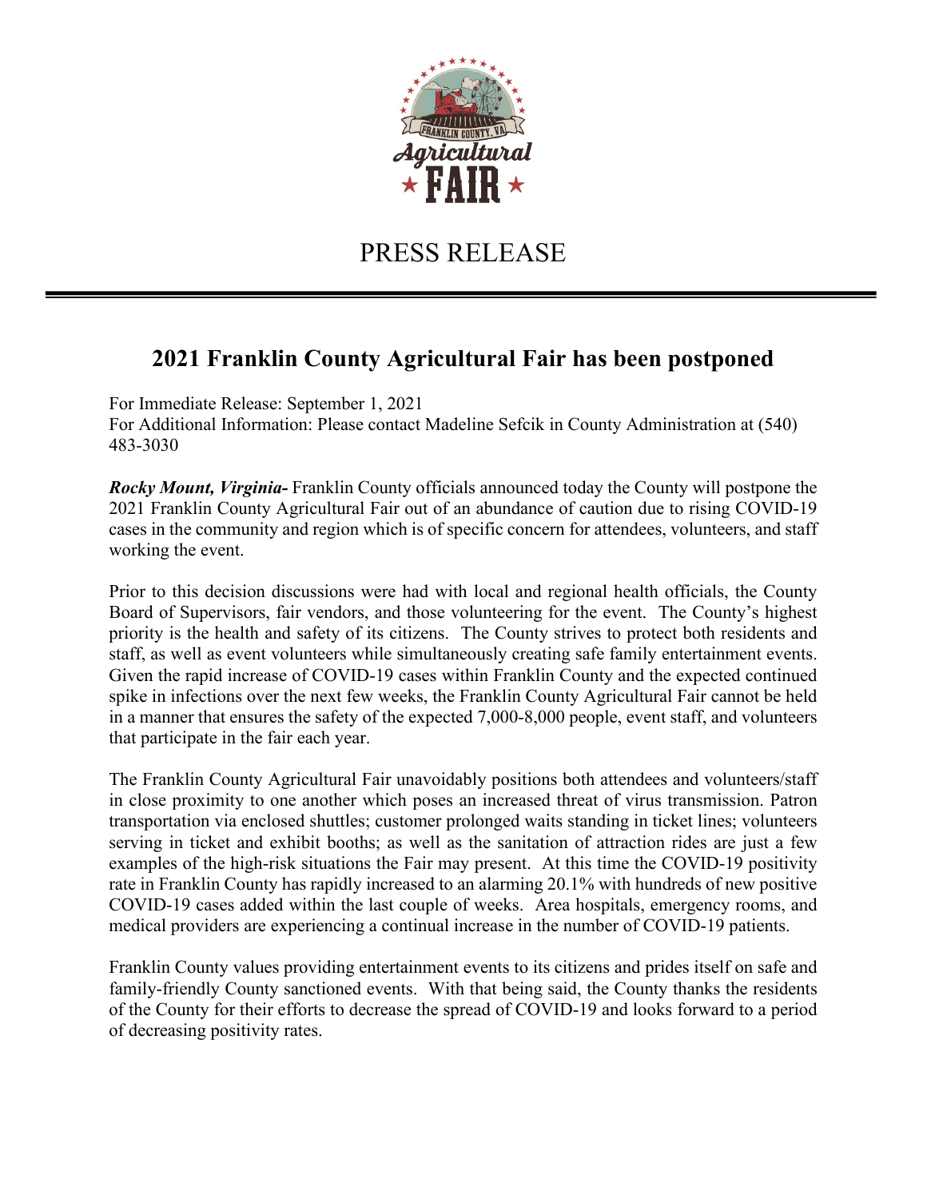# PRESS RELEASE

## 2021 Franklin County Agricultural Fair has been postponed

For Immediate Release: September 1, 2021
For Additional Information: Please contact Madeline Sefcik in County Administration at (540) 483-3030

***Rocky Mount, Virginia-*** Franklin County officials announced today the County will postpone the 2021 Franklin County Agricultural Fair out of an abundance of caution due to rising COVID-19 cases in the community and region which is of specific concern for attendees, volunteers, and staff working the event.

Prior to this decision discussions were had with local and regional health officials, the County Board of Supervisors, fair vendors, and those volunteering for the event. The County's highest priority is the health and safety of its citizens. The County strives to protect both residents and staff, as well as event volunteers while simultaneously creating safe family entertainment events. Given the rapid increase of COVID-19 cases within Franklin County and the expected continued spike in infections over the next few weeks, the Franklin County Agricultural Fair cannot be held in a manner that ensures the safety of the expected 7,000-8,000 people, event staff, and volunteers that participate in the fair each year.

The Franklin County Agricultural Fair unavoidably positions both attendees and volunteers/staff in close proximity to one another which poses an increased threat of virus transmission. Patron transportation via enclosed shuttles; customer prolonged waits standing in ticket lines; volunteers serving in ticket and exhibit booths; as well as the sanitation of attraction rides are just a few examples of the high-risk situations the Fair may present. At this time the COVID-19 positivity rate in Franklin County has rapidly increased to an alarming 20.1% with hundreds of new positive COVID-19 cases added within the last couple of weeks. Area hospitals, emergency rooms, and medical providers are experiencing a continual increase in the number of COVID-19 patients.

Franklin County values providing entertainment events to its citizens and prides itself on safe and family-friendly County sanctioned events. With that being said, the County thanks the residents of the County for their efforts to decrease the spread of COVID-19 and looks forward to a period of decreasing positivity rates.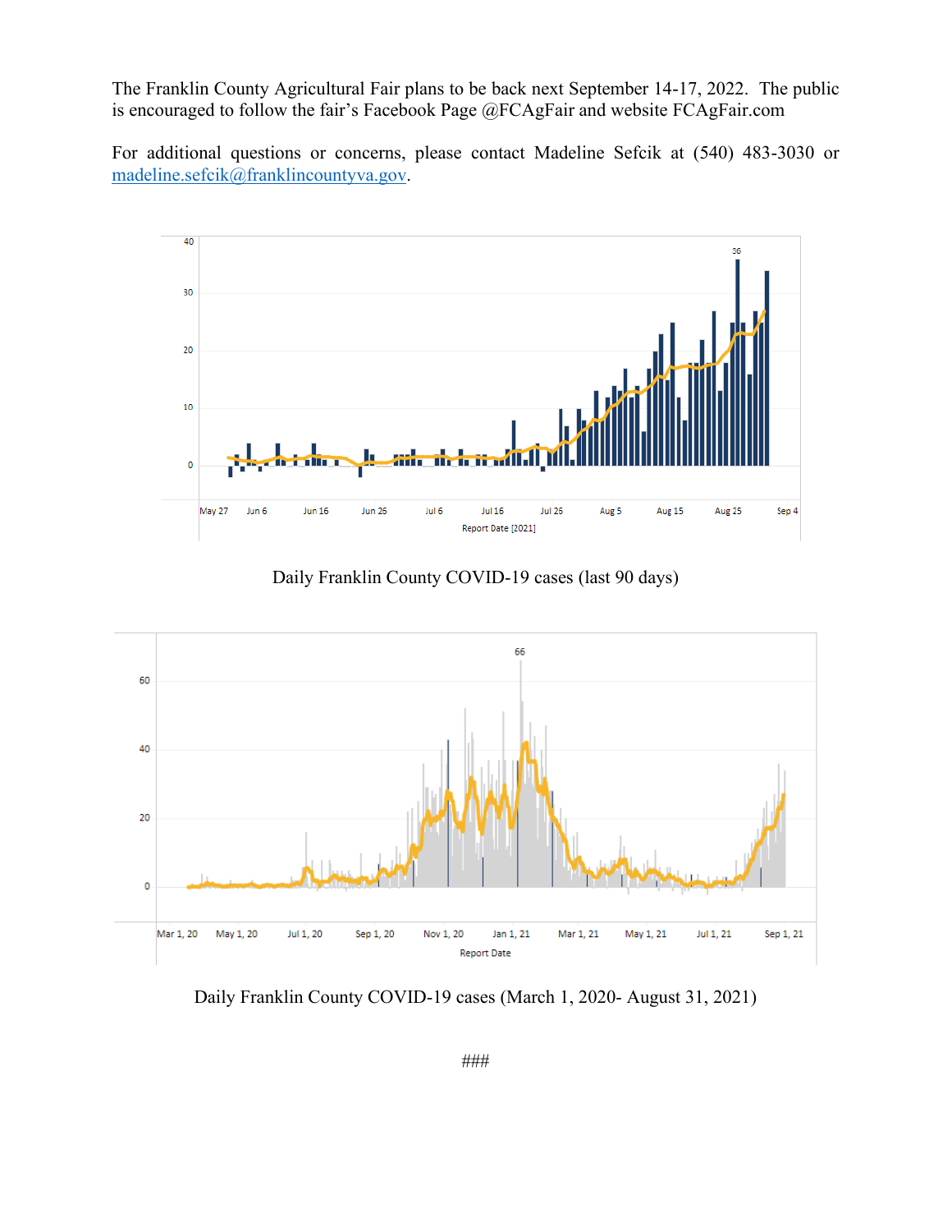The Franklin County Agricultural Fair plans to be back next September 14-17, 2022. The public is encouraged to follow the fair's Facebook Page @FCAgFair and website FCAgFair.com

For additional questions or concerns, please contact Madeline Sefcik at (540) 483-3030 or madeline.sefcik@franklincountyva.gov.

40
30
20
10
0
36
May 27
Jun 6
Jun 16
Jun 26
Jul 6
Jul 16
Jul 26
Aug 5
Aug 15
Aug 25
Sep 4
Report Date [2021]

Daily Franklin County COVID-19 cases (last 90 days)

60
40
20
0
66
Mar 1, 20
May 1, 20
Jul 1, 20
Sep 1, 20
Nov 1, 20
Jan 1, 21
Mar 1, 21
May 1, 21
Jul 1, 21
Sep 1, 21
Report Date

Daily Franklin County COVID-19 cases (March 1, 2020- August 31, 2021)

###